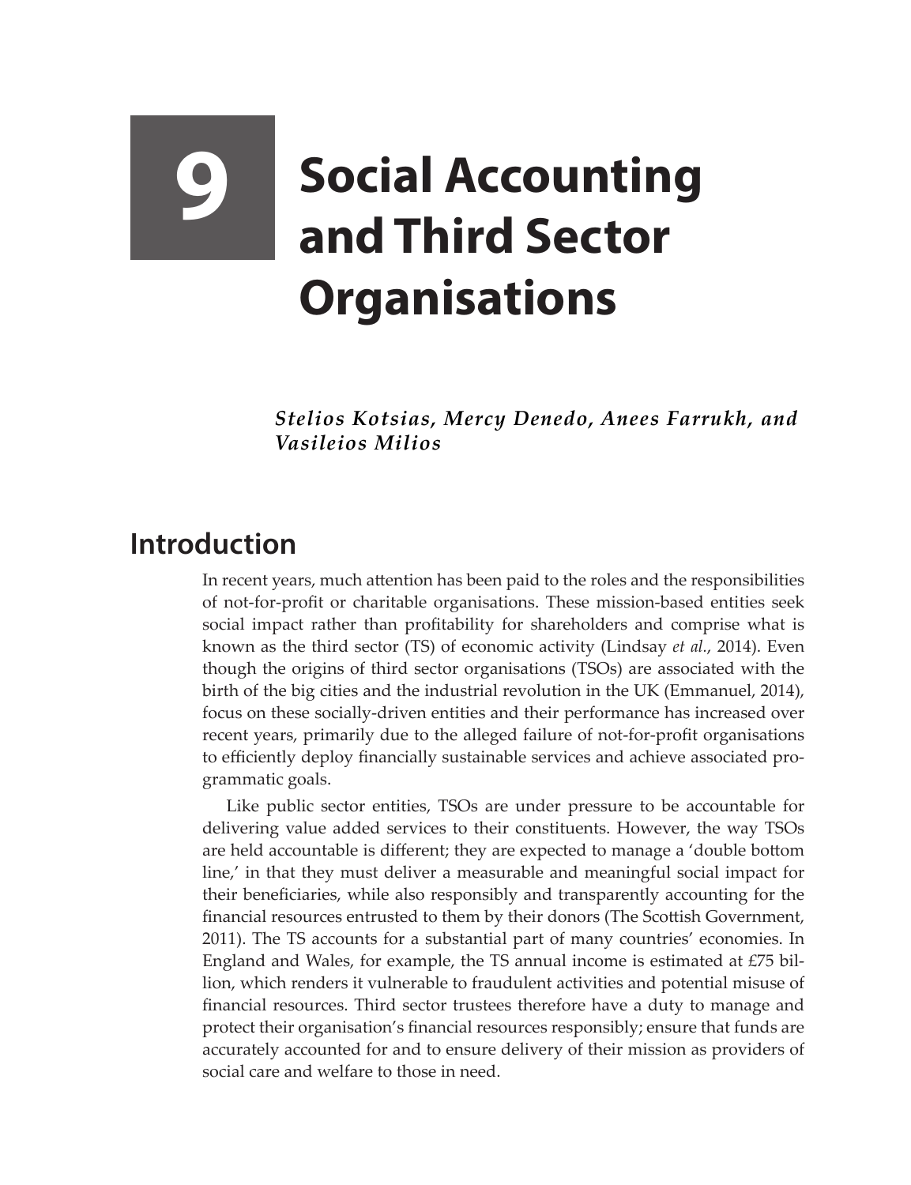# 9 Social Accounting and Third Sector Organisations

***Stelios Kotsias, Mercy Denedo, Anees Farrukh, and Vasileios Milios***

## Introduction

In recent years, much attention has been paid to the roles and the responsibilities of not-for-profit or charitable organisations. These mission-based entities seek social impact rather than profitability for shareholders and comprise what is known as the third sector (TS) of economic activity (Lindsay *et al.*, 2014). Even though the origins of third sector organisations (TSOs) are associated with the birth of the big cities and the industrial revolution in the UK (Emmanuel, 2014), focus on these socially-driven entities and their performance has increased over recent years, primarily due to the alleged failure of not-for-profit organisations to efficiently deploy financially sustainable services and achieve associated programmatic goals.

Like public sector entities, TSOs are under pressure to be accountable for delivering value added services to their constituents. However, the way TSOs are held accountable is different; they are expected to manage a 'double bottom line,' in that they must deliver a measurable and meaningful social impact for their beneficiaries, while also responsibly and transparently accounting for the financial resources entrusted to them by their donors (The Scottish Government, 2011). The TS accounts for a substantial part of many countries' economies. In England and Wales, for example, the TS annual income is estimated at £75 billion, which renders it vulnerable to fraudulent activities and potential misuse of financial resources. Third sector trustees therefore have a duty to manage and protect their organisation's financial resources responsibly; ensure that funds are accurately accounted for and to ensure delivery of their mission as providers of social care and welfare to those in need.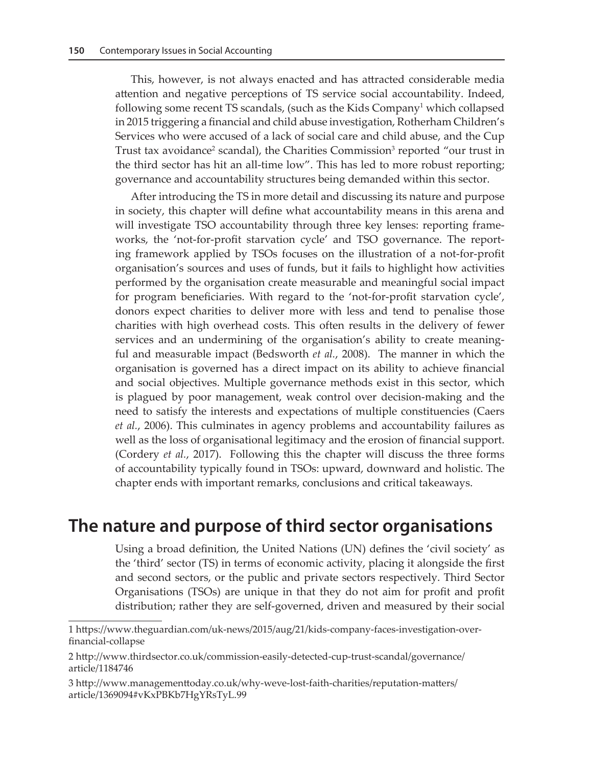This, however, is not always enacted and has attracted considerable media attention and negative perceptions of TS service social accountability. Indeed, following some recent TS scandals, (such as the Kids Company[1] which collapsed in 2015 triggering a financial and child abuse investigation, Rotherham Children's Services who were accused of a lack of social care and child abuse, and the Cup Trust tax avoidance[2] scandal), the Charities Commission[3] reported "our trust in the third sector has hit an all-time low". This has led to more robust reporting; governance and accountability structures being demanded within this sector.

After introducing the TS in more detail and discussing its nature and purpose in society, this chapter will define what accountability means in this arena and will investigate TSO accountability through three key lenses: reporting frameworks, the 'not-for-profit starvation cycle' and TSO governance. The reporting framework applied by TSOs focuses on the illustration of a not-for-profit organisation's sources and uses of funds, but it fails to highlight how activities performed by the organisation create measurable and meaningful social impact for program beneficiaries. With regard to the 'not-for-profit starvation cycle', donors expect charities to deliver more with less and tend to penalise those charities with high overhead costs. This often results in the delivery of fewer services and an undermining of the organisation's ability to create meaningful and measurable impact (Bedsworth *et al.*, 2008). The manner in which the organisation is governed has a direct impact on its ability to achieve financial and social objectives. Multiple governance methods exist in this sector, which is plagued by poor management, weak control over decision-making and the need to satisfy the interests and expectations of multiple constituencies (Caers *et al.*, 2006). This culminates in agency problems and accountability failures as well as the loss of organisational legitimacy and the erosion of financial support. (Cordery *et al.*, 2017). Following this the chapter will discuss the three forms of accountability typically found in TSOs: upward, downward and holistic. The chapter ends with important remarks, conclusions and critical takeaways.

## The nature and purpose of third sector organisations

Using a broad definition, the United Nations (UN) defines the 'civil society' as the 'third' sector (TS) in terms of economic activity, placing it alongside the first and second sectors, or the public and private sectors respectively. Third Sector Organisations (TSOs) are unique in that they do not aim for profit and profit distribution; rather they are self-governed, driven and measured by their social

---

1 https://www.theguardian.com/uk-news/2015/aug/21/kids-company-faces-investigation-over-financial-collapse

2 http://www.thirdsector.co.uk/commission-easily-detected-cup-trust-scandal/governance/article/1184746

3 http://www.managementtoday.co.uk/why-weve-lost-faith-charities/reputation-matters/article/1369094#vKxPBKb7HgYRsTyL.99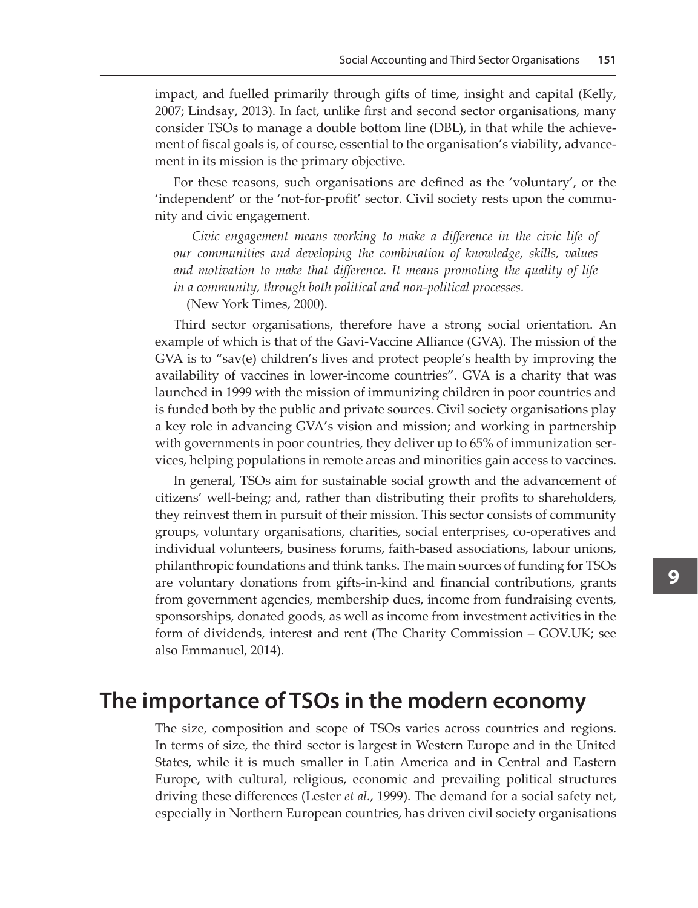impact, and fuelled primarily through gifts of time, insight and capital (Kelly, 2007; Lindsay, 2013). In fact, unlike first and second sector organisations, many consider TSOs to manage a double bottom line (DBL), in that while the achievement of fiscal goals is, of course, essential to the organisation's viability, advancement in its mission is the primary objective.

For these reasons, such organisations are defined as the 'voluntary', or the 'independent' or the 'not-for-profit' sector. Civil society rests upon the community and civic engagement.

> *Civic engagement means working to make a difference in the civic life of our communities and developing the combination of knowledge, skills, values and motivation to make that difference. It means promoting the quality of life in a community, through both political and non-political processes.*
> (New York Times, 2000).

Third sector organisations, therefore have a strong social orientation. An example of which is that of the Gavi-Vaccine Alliance (GVA). The mission of the GVA is to "sav(e) children's lives and protect people's health by improving the availability of vaccines in lower-income countries". GVA is a charity that was launched in 1999 with the mission of immunizing children in poor countries and is funded both by the public and private sources. Civil society organisations play a key role in advancing GVA's vision and mission; and working in partnership with governments in poor countries, they deliver up to 65% of immunization services, helping populations in remote areas and minorities gain access to vaccines.

In general, TSOs aim for sustainable social growth and the advancement of citizens' well-being; and, rather than distributing their profits to shareholders, they reinvest them in pursuit of their mission. This sector consists of community groups, voluntary organisations, charities, social enterprises, co-operatives and individual volunteers, business forums, faith-based associations, labour unions, philanthropic foundations and think tanks. The main sources of funding for TSOs are voluntary donations from gifts-in-kind and financial contributions, grants from government agencies, membership dues, income from fundraising events, sponsorships, donated goods, as well as income from investment activities in the form of dividends, interest and rent (The Charity Commission – GOV.UK; see also Emmanuel, 2014).

## The importance of TSOs in the modern economy

The size, composition and scope of TSOs varies across countries and regions. In terms of size, the third sector is largest in Western Europe and in the United States, while it is much smaller in Latin America and in Central and Eastern Europe, with cultural, religious, economic and prevailing political structures driving these differences (Lester *et al.*, 1999). The demand for a social safety net, especially in Northern European countries, has driven civil society organisations